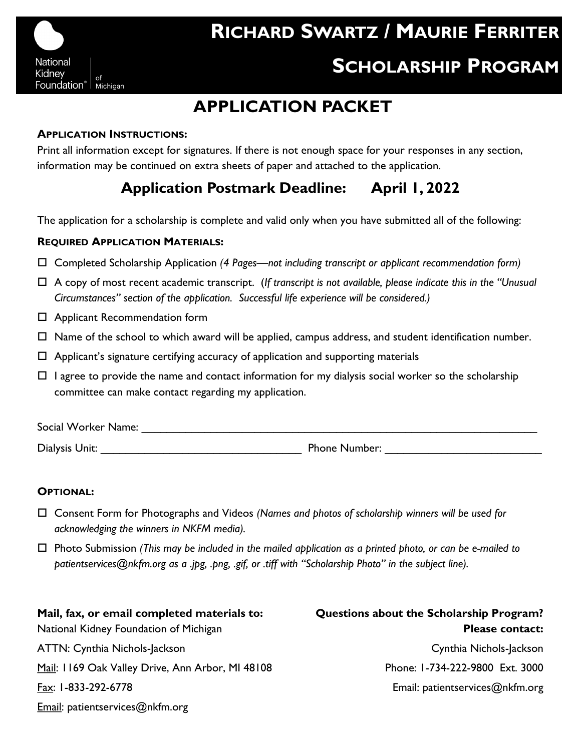National Kidney Foundation® of Michigan

# RICHARD SWARTZ / MAURIE FERRITER SCHOLARSHIP PROGRAM

## APPLICATION PACKET

**APPLICATION INSTRUCTIONS:**

Print all information except for signatures. If there is not enough space for your responses in any section, information may be continued on extra sheets of paper and attached to the application.

### Application Postmark Deadline: April 1, 2022

The application for a scholarship is complete and valid only when you have submitted all of the following:

**REQUIRED APPLICATION MATERIALS:**

- ☐ Completed Scholarship Application *(4 Pages—not including transcript or applicant recommendation form)*
- ☐ A copy of most recent academic transcript. (*If transcript is not available, please indicate this in the "Unusual Circumstances" section of the application. Successful life experience will be considered.)*
- ☐ Applicant Recommendation form
- ☐ Name of the school to which award will be applied, campus address, and student identification number.
- ☐ Applicant's signature certifying accuracy of application and supporting materials
- ☐ I agree to provide the name and contact information for my dialysis social worker so the scholarship committee can make contact regarding my application.

Social Worker Name: ____________________________________________________________

Dialysis Unit: ______________________________ Phone Number: ________________________

**OPTIONAL:**

- ☐ Consent Form for Photographs and Videos *(Names and photos of scholarship winners will be used for acknowledging the winners in NKFM media).*
- ☐ Photo Submission *(This may be included in the mailed application as a printed photo, or can be e-mailed to patientservices@nkfm.org as a .jpg, .png, .gif, or .tiff with "Scholarship Photo" in the subject line).*

**Mail, fax, or email completed materials to:**

National Kidney Foundation of Michigan

ATTN: Cynthia Nichols-Jackson

Mail: 1169 Oak Valley Drive, Ann Arbor, MI 48108

Fax: 1-833-292-6778

Email: patientservices@nkfm.org

**Questions about the Scholarship Program? Please contact:**

Cynthia Nichols-Jackson

Phone: 1-734-222-9800 Ext. 3000

Email: patientservices@nkfm.org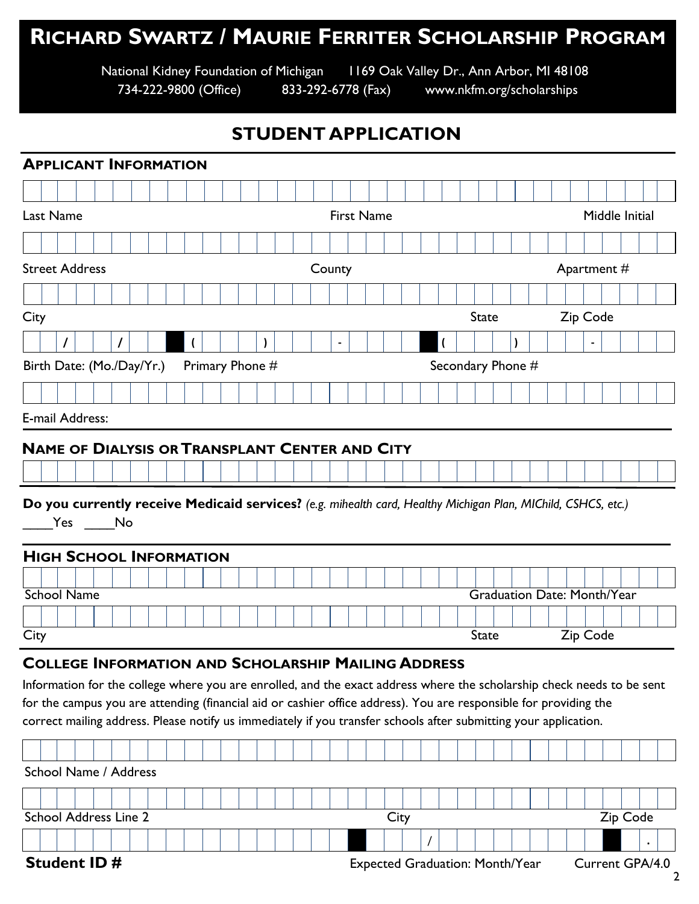# RICHARD SWARTZ / MAURIE FERRITER SCHOLARSHIP PROGRAM

National Kidney Foundation of Michigan   1169 Oak Valley Dr., Ann Arbor, MI 48108
734-222-9800 (Office)   833-292-6778 (Fax)   www.nkfm.org/scholarships

## STUDENT APPLICATION

### APPLICANT INFORMATION

Last Name   First Name   Middle Initial

Street Address   County   Apartment #

City   State   Zip Code

Birth Date: (Mo./Day/Yr.) ___/___/___   Primary Phone # (   ) ___-___   Secondary Phone # (   ) ___-___

E-mail Address:

### NAME OF DIALYSIS OR TRANSPLANT CENTER AND CITY

**Do you currently receive Medicaid services?** *(e.g. mihealth card, Healthy Michigan Plan, MIChild, CSHCS, etc.)*

____Yes ____No

### HIGH SCHOOL INFORMATION

School Name   Graduation Date: Month/Year

City   State   Zip Code

### COLLEGE INFORMATION AND SCHOLARSHIP MAILING ADDRESS

Information for the college where you are enrolled, and the exact address where the scholarship check needs to be sent for the campus you are attending (financial aid or cashier office address). You are responsible for providing the correct mailing address. Please notify us immediately if you transfer schools after submitting your application.

School Name / Address

School Address Line 2   City   Zip Code

**Student ID #**   Expected Graduation: Month/Year ___/___   Current GPA/4.0 ___.___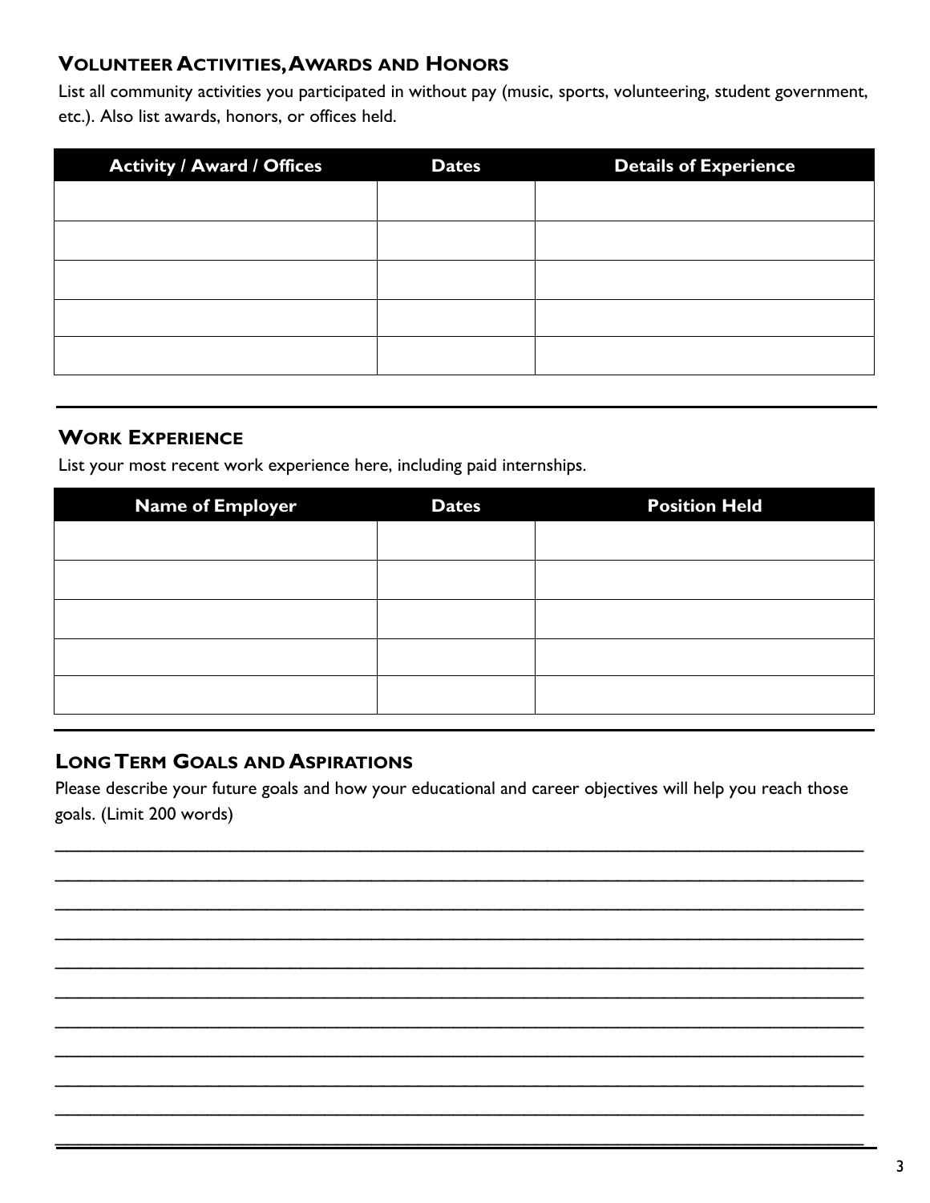## Volunteer Activities, Awards and Honors

List all community activities you participated in without pay (music, sports, volunteering, student government, etc.). Also list awards, honors, or offices held.

| Activity / Award / Offices | Dates | Details of Experience |
|---|---|---|
| | | |
| | | |
| | | |
| | | |
| | | |

---

## Work Experience

List your most recent work experience here, including paid internships.

| Name of Employer | Dates | Position Held |
|---|---|---|
| | | |
| | | |
| | | |
| | | |
| | | |

---

## Long Term Goals and Aspirations

Please describe your future goals and how your educational and career objectives will help you reach those goals. (Limit 200 words)

_______________________________________________________________________________

_______________________________________________________________________________

_______________________________________________________________________________

_______________________________________________________________________________

_______________________________________________________________________________

_______________________________________________________________________________

_______________________________________________________________________________

_______________________________________________________________________________

_______________________________________________________________________________

_______________________________________________________________________________

_______________________________________________________________________________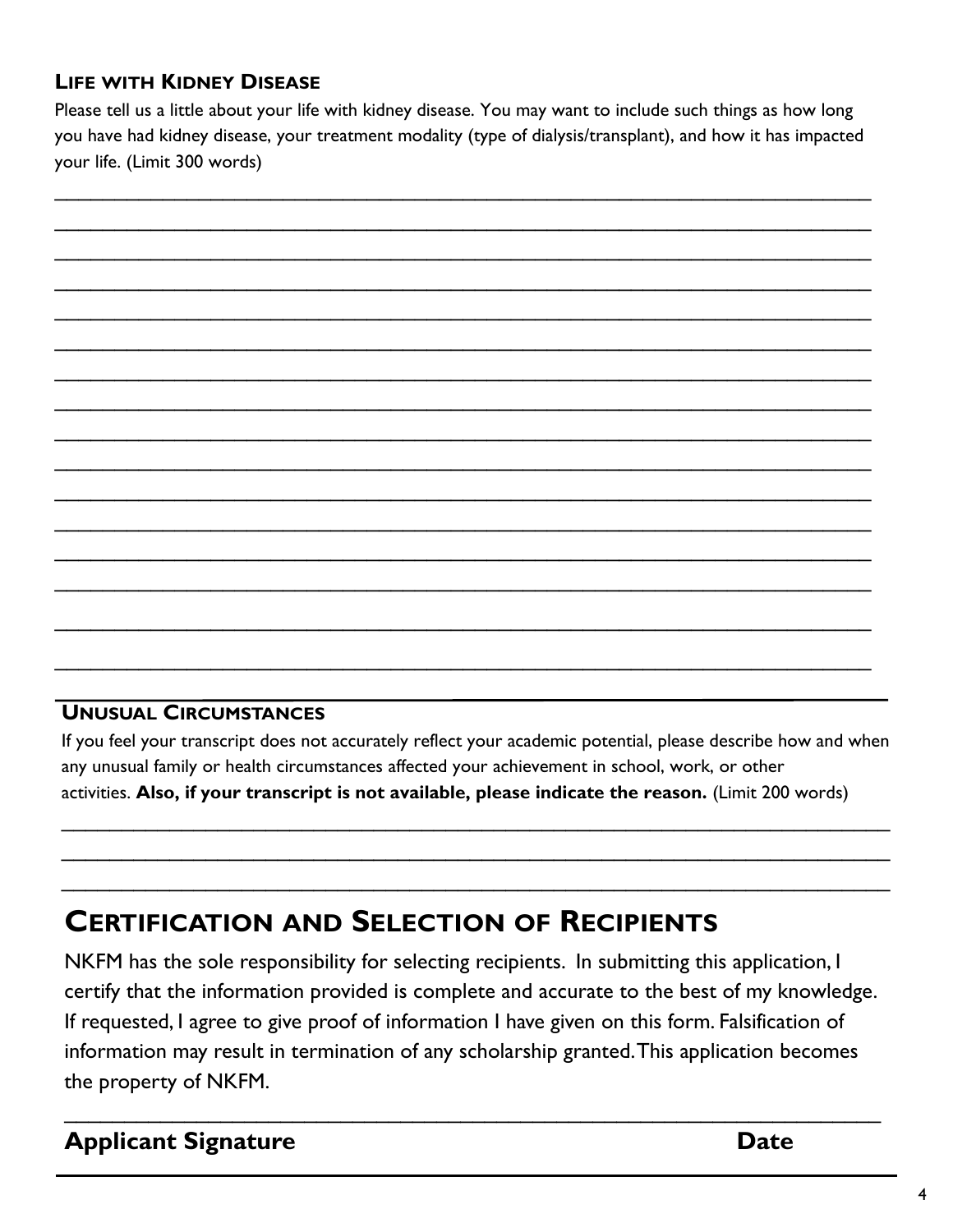### Life with Kidney Disease

Please tell us a little about your life with kidney disease. You may want to include such things as how long you have had kidney disease, your treatment modality (type of dialysis/transplant), and how it has impacted your life. (Limit 300 words)

\_\_\_\_\_\_\_\_\_\_\_\_\_\_\_\_\_\_\_\_\_\_\_\_\_\_\_\_\_\_\_\_\_\_\_\_\_\_\_\_\_\_\_\_\_\_\_\_\_\_\_\_\_\_\_\_\_\_\_\_\_\_\_\_\_\_\_\_\_\_\_\_

\_\_\_\_\_\_\_\_\_\_\_\_\_\_\_\_\_\_\_\_\_\_\_\_\_\_\_\_\_\_\_\_\_\_\_\_\_\_\_\_\_\_\_\_\_\_\_\_\_\_\_\_\_\_\_\_\_\_\_\_\_\_\_\_\_\_\_\_\_\_\_\_

\_\_\_\_\_\_\_\_\_\_\_\_\_\_\_\_\_\_\_\_\_\_\_\_\_\_\_\_\_\_\_\_\_\_\_\_\_\_\_\_\_\_\_\_\_\_\_\_\_\_\_\_\_\_\_\_\_\_\_\_\_\_\_\_\_\_\_\_\_\_\_\_

\_\_\_\_\_\_\_\_\_\_\_\_\_\_\_\_\_\_\_\_\_\_\_\_\_\_\_\_\_\_\_\_\_\_\_\_\_\_\_\_\_\_\_\_\_\_\_\_\_\_\_\_\_\_\_\_\_\_\_\_\_\_\_\_\_\_\_\_\_\_\_\_

\_\_\_\_\_\_\_\_\_\_\_\_\_\_\_\_\_\_\_\_\_\_\_\_\_\_\_\_\_\_\_\_\_\_\_\_\_\_\_\_\_\_\_\_\_\_\_\_\_\_\_\_\_\_\_\_\_\_\_\_\_\_\_\_\_\_\_\_\_\_\_\_

\_\_\_\_\_\_\_\_\_\_\_\_\_\_\_\_\_\_\_\_\_\_\_\_\_\_\_\_\_\_\_\_\_\_\_\_\_\_\_\_\_\_\_\_\_\_\_\_\_\_\_\_\_\_\_\_\_\_\_\_\_\_\_\_\_\_\_\_\_\_\_\_

\_\_\_\_\_\_\_\_\_\_\_\_\_\_\_\_\_\_\_\_\_\_\_\_\_\_\_\_\_\_\_\_\_\_\_\_\_\_\_\_\_\_\_\_\_\_\_\_\_\_\_\_\_\_\_\_\_\_\_\_\_\_\_\_\_\_\_\_\_\_\_\_

\_\_\_\_\_\_\_\_\_\_\_\_\_\_\_\_\_\_\_\_\_\_\_\_\_\_\_\_\_\_\_\_\_\_\_\_\_\_\_\_\_\_\_\_\_\_\_\_\_\_\_\_\_\_\_\_\_\_\_\_\_\_\_\_\_\_\_\_\_\_\_\_

\_\_\_\_\_\_\_\_\_\_\_\_\_\_\_\_\_\_\_\_\_\_\_\_\_\_\_\_\_\_\_\_\_\_\_\_\_\_\_\_\_\_\_\_\_\_\_\_\_\_\_\_\_\_\_\_\_\_\_\_\_\_\_\_\_\_\_\_\_\_\_\_

\_\_\_\_\_\_\_\_\_\_\_\_\_\_\_\_\_\_\_\_\_\_\_\_\_\_\_\_\_\_\_\_\_\_\_\_\_\_\_\_\_\_\_\_\_\_\_\_\_\_\_\_\_\_\_\_\_\_\_\_\_\_\_\_\_\_\_\_\_\_\_\_

\_\_\_\_\_\_\_\_\_\_\_\_\_\_\_\_\_\_\_\_\_\_\_\_\_\_\_\_\_\_\_\_\_\_\_\_\_\_\_\_\_\_\_\_\_\_\_\_\_\_\_\_\_\_\_\_\_\_\_\_\_\_\_\_\_\_\_\_\_\_\_\_

\_\_\_\_\_\_\_\_\_\_\_\_\_\_\_\_\_\_\_\_\_\_\_\_\_\_\_\_\_\_\_\_\_\_\_\_\_\_\_\_\_\_\_\_\_\_\_\_\_\_\_\_\_\_\_\_\_\_\_\_\_\_\_\_\_\_\_\_\_\_\_\_

\_\_\_\_\_\_\_\_\_\_\_\_\_\_\_\_\_\_\_\_\_\_\_\_\_\_\_\_\_\_\_\_\_\_\_\_\_\_\_\_\_\_\_\_\_\_\_\_\_\_\_\_\_\_\_\_\_\_\_\_\_\_\_\_\_\_\_\_\_\_\_\_

\_\_\_\_\_\_\_\_\_\_\_\_\_\_\_\_\_\_\_\_\_\_\_\_\_\_\_\_\_\_\_\_\_\_\_\_\_\_\_\_\_\_\_\_\_\_\_\_\_\_\_\_\_\_\_\_\_\_\_\_\_\_\_\_\_\_\_\_\_\_\_\_

\_\_\_\_\_\_\_\_\_\_\_\_\_\_\_\_\_\_\_\_\_\_\_\_\_\_\_\_\_\_\_\_\_\_\_\_\_\_\_\_\_\_\_\_\_\_\_\_\_\_\_\_\_\_\_\_\_\_\_\_\_\_\_\_\_\_\_\_\_\_\_\_

\_\_\_\_\_\_\_\_\_\_\_\_\_\_\_\_\_\_\_\_\_\_\_\_\_\_\_\_\_\_\_\_\_\_\_\_\_\_\_\_\_\_\_\_\_\_\_\_\_\_\_\_\_\_\_\_\_\_\_\_\_\_\_\_\_\_\_\_\_\_\_\_

### Unusual Circumstances

If you feel your transcript does not accurately reflect your academic potential, please describe how and when any unusual family or health circumstances affected your achievement in school, work, or other activities. **Also, if your transcript is not available, please indicate the reason.** (Limit 200 words)

\_\_\_\_\_\_\_\_\_\_\_\_\_\_\_\_\_\_\_\_\_\_\_\_\_\_\_\_\_\_\_\_\_\_\_\_\_\_\_\_\_\_\_\_\_\_\_\_\_\_\_\_\_\_\_\_\_\_\_\_\_\_\_\_\_\_\_\_\_\_\_\_

\_\_\_\_\_\_\_\_\_\_\_\_\_\_\_\_\_\_\_\_\_\_\_\_\_\_\_\_\_\_\_\_\_\_\_\_\_\_\_\_\_\_\_\_\_\_\_\_\_\_\_\_\_\_\_\_\_\_\_\_\_\_\_\_\_\_\_\_\_\_\_\_

\_\_\_\_\_\_\_\_\_\_\_\_\_\_\_\_\_\_\_\_\_\_\_\_\_\_\_\_\_\_\_\_\_\_\_\_\_\_\_\_\_\_\_\_\_\_\_\_\_\_\_\_\_\_\_\_\_\_\_\_\_\_\_\_\_\_\_\_\_\_\_\_

## Certification and Selection of Recipients

NKFM has the sole responsibility for selecting recipients. In submitting this application, I certify that the information provided is complete and accurate to the best of my knowledge. If requested, I agree to give proof of information I have given on this form. Falsification of information may result in termination of any scholarship granted. This application becomes the property of NKFM.

\_\_\_\_\_\_\_\_\_\_\_\_\_\_\_\_\_\_\_\_\_\_\_\_\_\_\_\_\_\_\_\_\_\_\_\_\_\_\_\_\_\_\_\_\_\_\_\_\_\_\_\_\_\_\_\_\_\_\_\_\_\_\_\_\_\_\_\_\_\_\_\_

**Applicant Signature** **Date**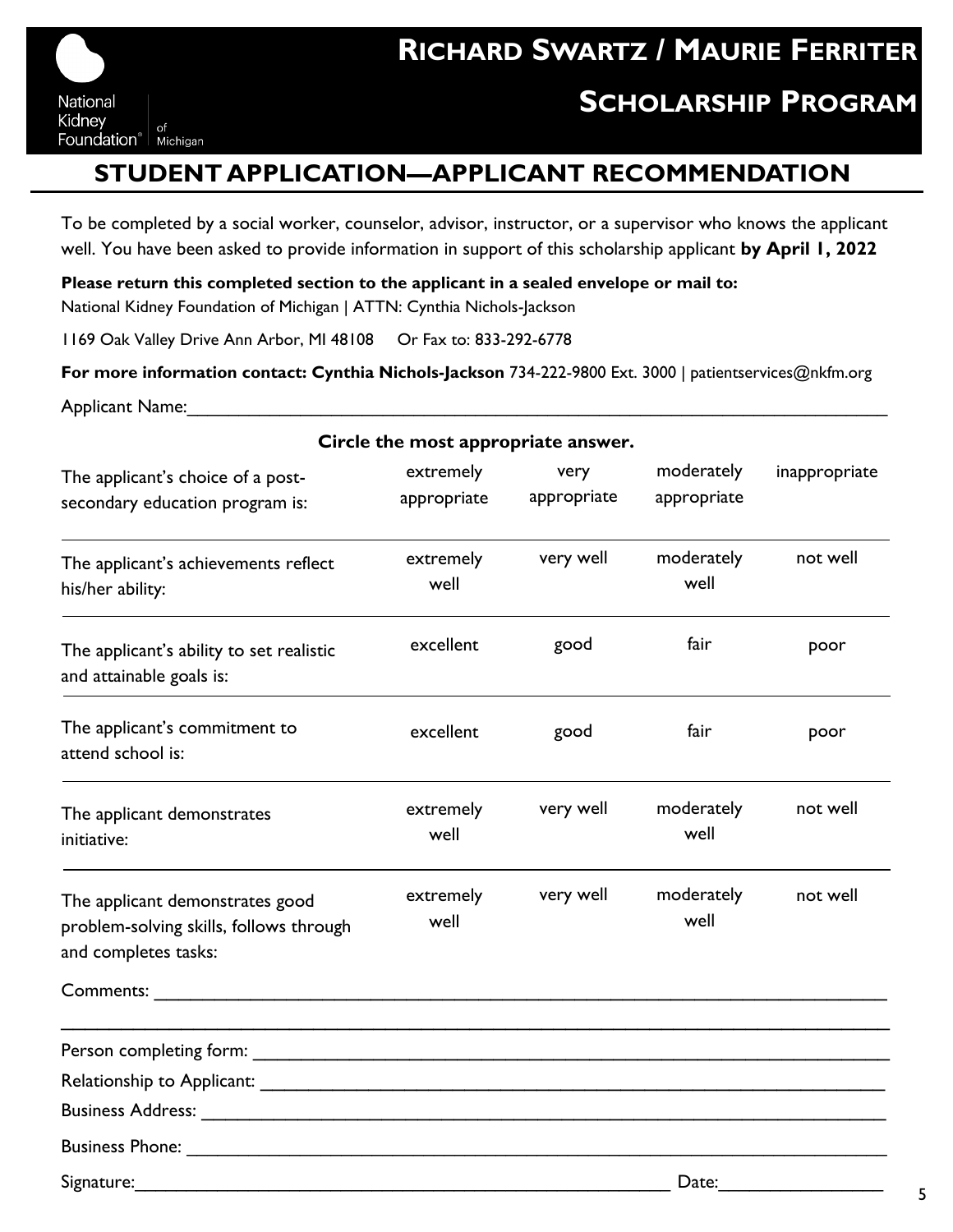National Kidney Foundation® of Michigan

# Richard Swartz / Maurie Ferriter Scholarship Program

## STUDENT APPLICATION—APPLICANT RECOMMENDATION

To be completed by a social worker, counselor, advisor, instructor, or a supervisor who knows the applicant well. You have been asked to provide information in support of this scholarship applicant **by April 1, 2022**

**Please return this completed section to the applicant in a sealed envelope or mail to:**
National Kidney Foundation of Michigan | ATTN: Cynthia Nichols-Jackson

1169 Oak Valley Drive Ann Arbor, MI 48108 Or Fax to: 833-292-6778

**For more information contact: Cynthia Nichols-Jackson** 734-222-9800 Ext. 3000 | patientservices@nkfm.org

Applicant Name:______________________________________________________________

**Circle the most appropriate answer.**

| | | | | |
|---|---|---|---|---|
| The applicant's choice of a post-secondary education program is: | extremely appropriate | very appropriate | moderately appropriate | inappropriate |
| The applicant's achievements reflect his/her ability: | extremely well | very well | moderately well | not well |
| The applicant's ability to set realistic and attainable goals is: | excellent | good | fair | poor |
| The applicant's commitment to attend school is: | excellent | good | fair | poor |
| The applicant demonstrates initiative: | extremely well | very well | moderately well | not well |
| The applicant demonstrates good problem-solving skills, follows through and completes tasks: | extremely well | very well | moderately well | not well |

Comments: ____________________________________________________________________

______________________________________________________________________________

Person completing form: ______________________________________________________

Relationship to Applicant: ____________________________________________________

Business Address: _____________________________________________________________

Business Phone: _______________________________________________________________

Signature:_____________________________________________ Date:________________